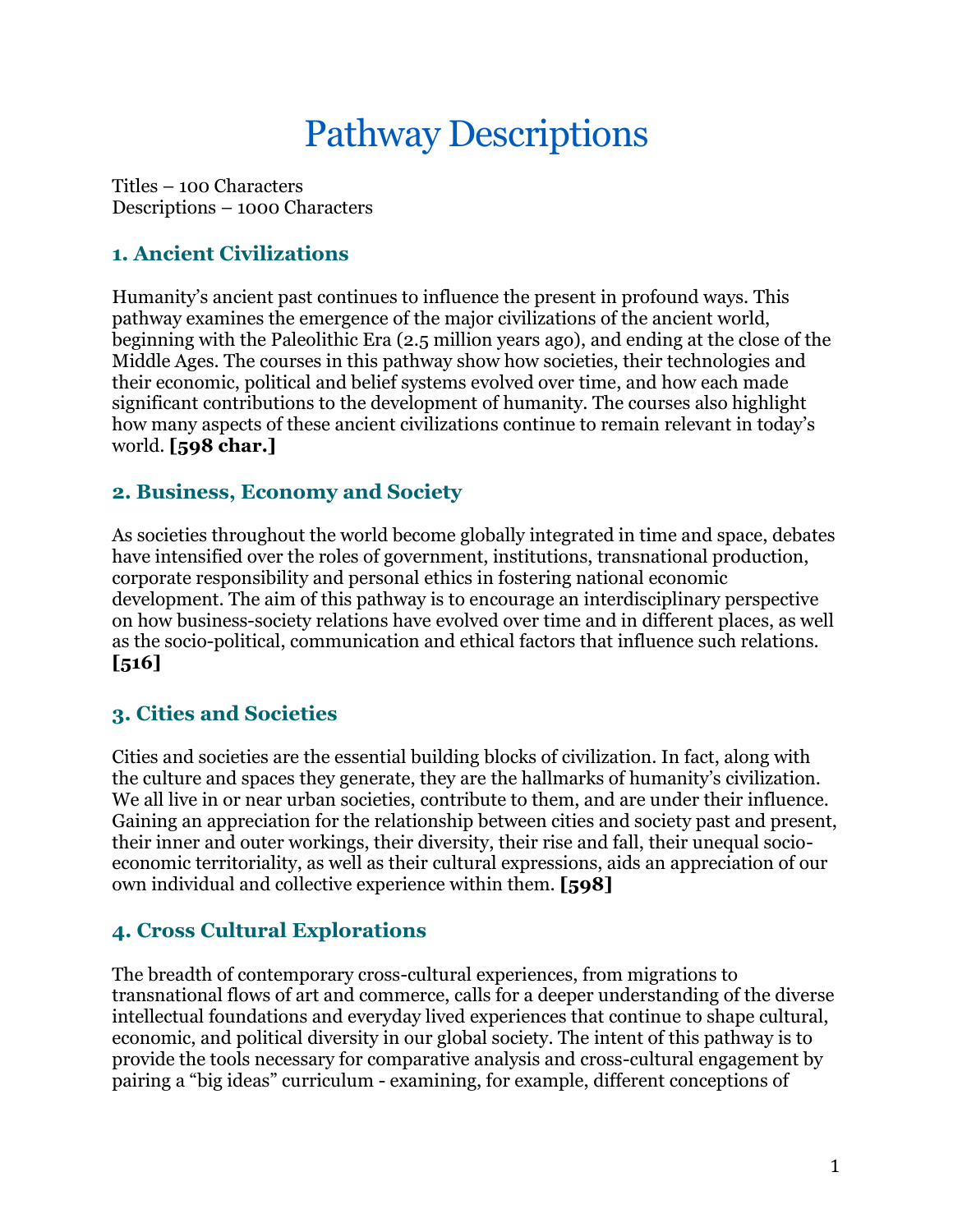# Pathway Descriptions

Titles – 100 Characters
Descriptions – 1000 Characters

### 1. Ancient Civilizations

Humanity's ancient past continues to influence the present in profound ways. This pathway examines the emergence of the major civilizations of the ancient world, beginning with the Paleolithic Era (2.5 million years ago), and ending at the close of the Middle Ages. The courses in this pathway show how societies, their technologies and their economic, political and belief systems evolved over time, and how each made significant contributions to the development of humanity. The courses also highlight how many aspects of these ancient civilizations continue to remain relevant in today's world. **[598 char.]**

### 2. Business, Economy and Society

As societies throughout the world become globally integrated in time and space, debates have intensified over the roles of government, institutions, transnational production, corporate responsibility and personal ethics in fostering national economic development. The aim of this pathway is to encourage an interdisciplinary perspective on how business-society relations have evolved over time and in different places, as well as the socio-political, communication and ethical factors that influence such relations. **[516]**

### 3. Cities and Societies

Cities and societies are the essential building blocks of civilization. In fact, along with the culture and spaces they generate, they are the hallmarks of humanity's civilization. We all live in or near urban societies, contribute to them, and are under their influence. Gaining an appreciation for the relationship between cities and society past and present, their inner and outer workings, their diversity, their rise and fall, their unequal socio-economic territoriality, as well as their cultural expressions, aids an appreciation of our own individual and collective experience within them. **[598]**

### 4. Cross Cultural Explorations

The breadth of contemporary cross-cultural experiences, from migrations to transnational flows of art and commerce, calls for a deeper understanding of the diverse intellectual foundations and everyday lived experiences that continue to shape cultural, economic, and political diversity in our global society. The intent of this pathway is to provide the tools necessary for comparative analysis and cross-cultural engagement by pairing a "big ideas" curriculum - examining, for example, different conceptions of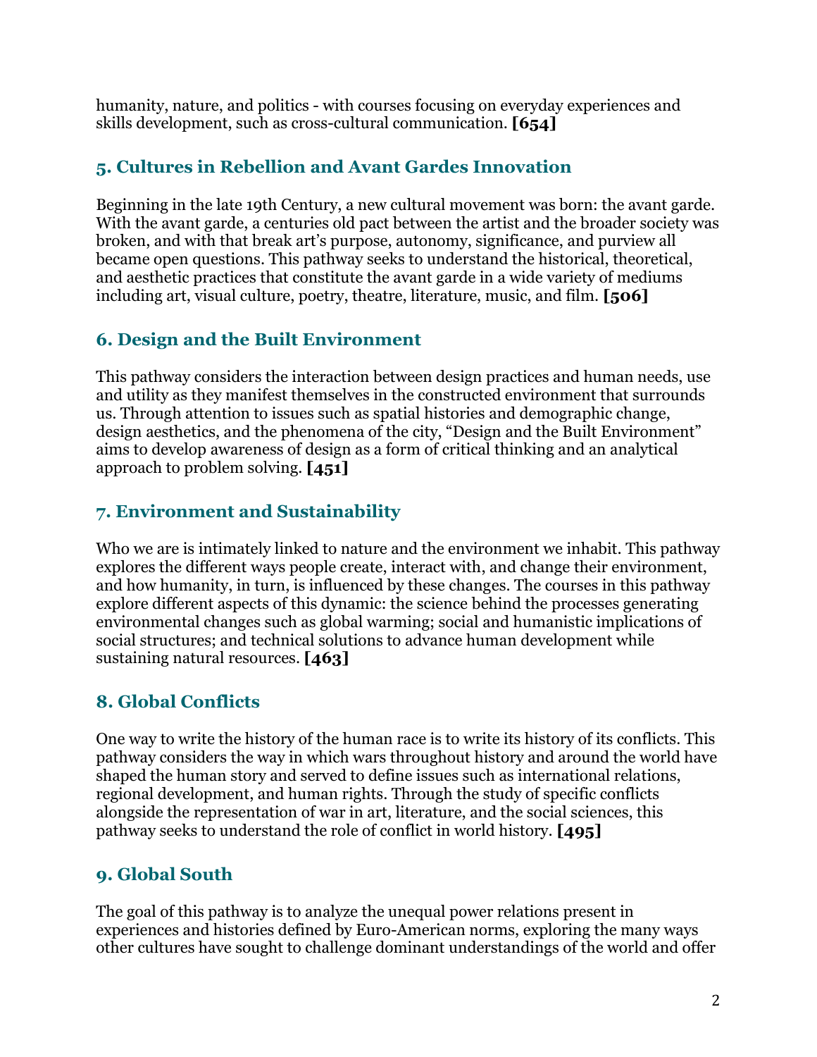humanity, nature, and politics - with courses focusing on everyday experiences and skills development, such as cross-cultural communication. **[654]**

## 5. Cultures in Rebellion and Avant Gardes Innovation

Beginning in the late 19th Century, a new cultural movement was born: the avant garde. With the avant garde, a centuries old pact between the artist and the broader society was broken, and with that break art's purpose, autonomy, significance, and purview all became open questions. This pathway seeks to understand the historical, theoretical, and aesthetic practices that constitute the avant garde in a wide variety of mediums including art, visual culture, poetry, theatre, literature, music, and film. **[506]**

## 6. Design and the Built Environment

This pathway considers the interaction between design practices and human needs, use and utility as they manifest themselves in the constructed environment that surrounds us. Through attention to issues such as spatial histories and demographic change, design aesthetics, and the phenomena of the city, "Design and the Built Environment" aims to develop awareness of design as a form of critical thinking and an analytical approach to problem solving. **[451]**

## 7. Environment and Sustainability

Who we are is intimately linked to nature and the environment we inhabit. This pathway explores the different ways people create, interact with, and change their environment, and how humanity, in turn, is influenced by these changes. The courses in this pathway explore different aspects of this dynamic: the science behind the processes generating environmental changes such as global warming; social and humanistic implications of social structures; and technical solutions to advance human development while sustaining natural resources. **[463]**

## 8. Global Conflicts

One way to write the history of the human race is to write its history of its conflicts. This pathway considers the way in which wars throughout history and around the world have shaped the human story and served to define issues such as international relations, regional development, and human rights. Through the study of specific conflicts alongside the representation of war in art, literature, and the social sciences, this pathway seeks to understand the role of conflict in world history. **[495]**

## 9. Global South

The goal of this pathway is to analyze the unequal power relations present in experiences and histories defined by Euro-American norms, exploring the many ways other cultures have sought to challenge dominant understandings of the world and offer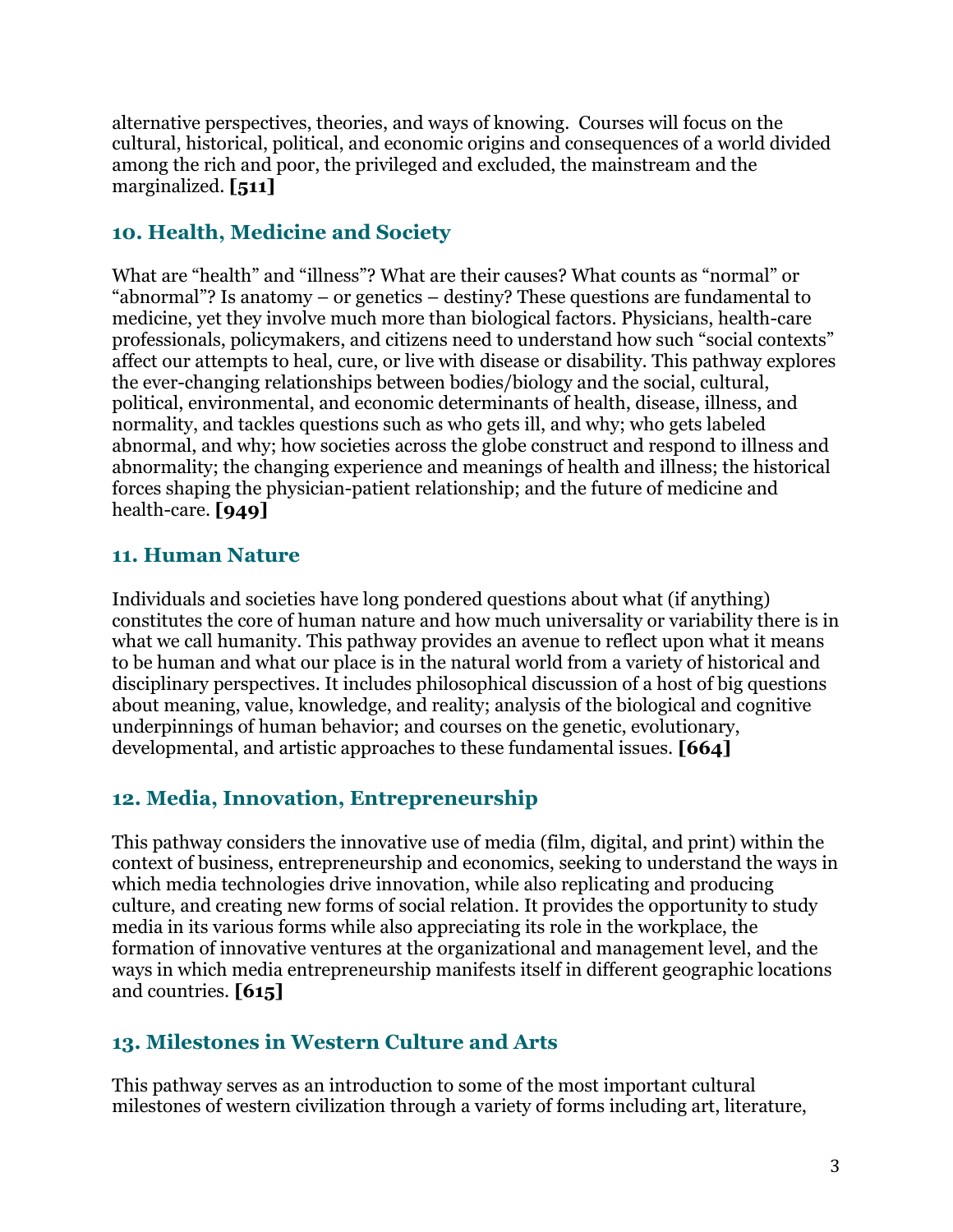alternative perspectives, theories, and ways of knowing. Courses will focus on the cultural, historical, political, and economic origins and consequences of a world divided among the rich and poor, the privileged and excluded, the mainstream and the marginalized. **[511]**

### 10. Health, Medicine and Society

What are "health" and "illness"? What are their causes? What counts as "normal" or "abnormal"? Is anatomy – or genetics – destiny? These questions are fundamental to medicine, yet they involve much more than biological factors. Physicians, health-care professionals, policymakers, and citizens need to understand how such "social contexts" affect our attempts to heal, cure, or live with disease or disability. This pathway explores the ever-changing relationships between bodies/biology and the social, cultural, political, environmental, and economic determinants of health, disease, illness, and normality, and tackles questions such as who gets ill, and why; who gets labeled abnormal, and why; how societies across the globe construct and respond to illness and abnormality; the changing experience and meanings of health and illness; the historical forces shaping the physician-patient relationship; and the future of medicine and health-care. **[949]**

### 11. Human Nature

Individuals and societies have long pondered questions about what (if anything) constitutes the core of human nature and how much universality or variability there is in what we call humanity. This pathway provides an avenue to reflect upon what it means to be human and what our place is in the natural world from a variety of historical and disciplinary perspectives. It includes philosophical discussion of a host of big questions about meaning, value, knowledge, and reality; analysis of the biological and cognitive underpinnings of human behavior; and courses on the genetic, evolutionary, developmental, and artistic approaches to these fundamental issues. **[664]**

### 12. Media, Innovation, Entrepreneurship

This pathway considers the innovative use of media (film, digital, and print) within the context of business, entrepreneurship and economics, seeking to understand the ways in which media technologies drive innovation, while also replicating and producing culture, and creating new forms of social relation. It provides the opportunity to study media in its various forms while also appreciating its role in the workplace, the formation of innovative ventures at the organizational and management level, and the ways in which media entrepreneurship manifests itself in different geographic locations and countries. **[615]**

### 13. Milestones in Western Culture and Arts

This pathway serves as an introduction to some of the most important cultural milestones of western civilization through a variety of forms including art, literature,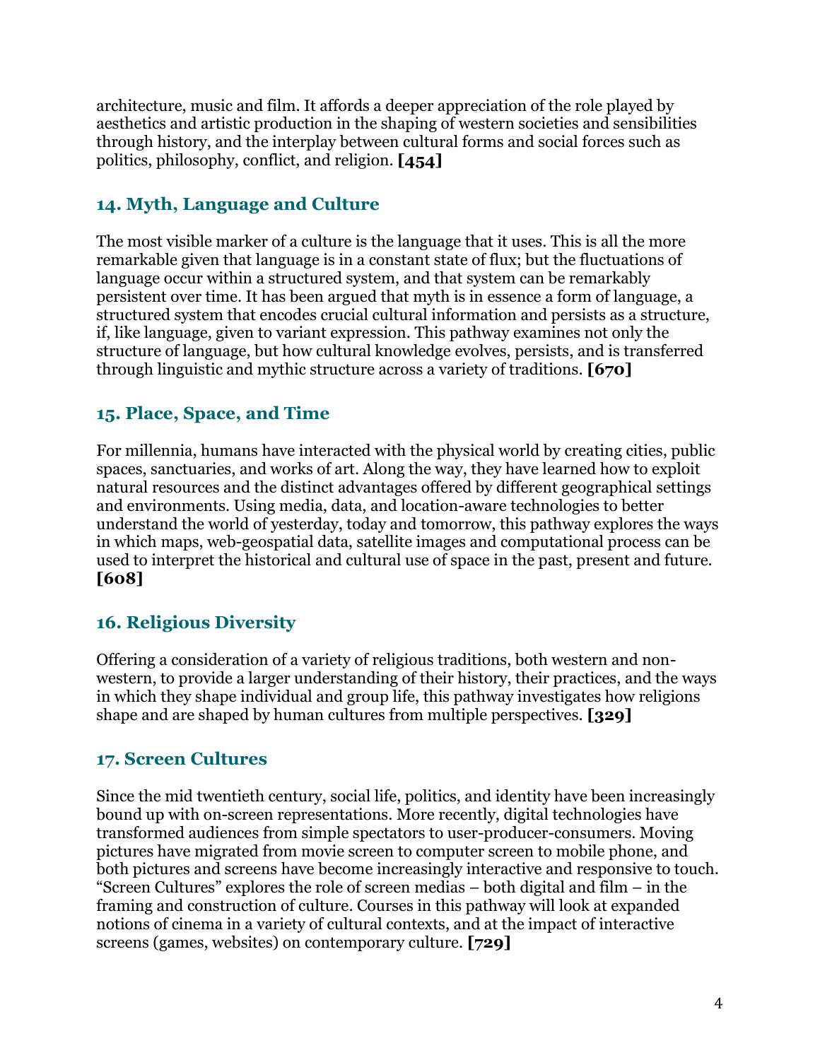architecture, music and film. It affords a deeper appreciation of the role played by aesthetics and artistic production in the shaping of western societies and sensibilities through history, and the interplay between cultural forms and social forces such as politics, philosophy, conflict, and religion. **[454]**

## 14. Myth, Language and Culture

The most visible marker of a culture is the language that it uses. This is all the more remarkable given that language is in a constant state of flux; but the fluctuations of language occur within a structured system, and that system can be remarkably persistent over time. It has been argued that myth is in essence a form of language, a structured system that encodes crucial cultural information and persists as a structure, if, like language, given to variant expression. This pathway examines not only the structure of language, but how cultural knowledge evolves, persists, and is transferred through linguistic and mythic structure across a variety of traditions. **[670]**

## 15. Place, Space, and Time

For millennia, humans have interacted with the physical world by creating cities, public spaces, sanctuaries, and works of art. Along the way, they have learned how to exploit natural resources and the distinct advantages offered by different geographical settings and environments. Using media, data, and location-aware technologies to better understand the world of yesterday, today and tomorrow, this pathway explores the ways in which maps, web-geospatial data, satellite images and computational process can be used to interpret the historical and cultural use of space in the past, present and future. **[608]**

## 16. Religious Diversity

Offering a consideration of a variety of religious traditions, both western and non-western, to provide a larger understanding of their history, their practices, and the ways in which they shape individual and group life, this pathway investigates how religions shape and are shaped by human cultures from multiple perspectives. **[329]**

## 17. Screen Cultures

Since the mid twentieth century, social life, politics, and identity have been increasingly bound up with on-screen representations. More recently, digital technologies have transformed audiences from simple spectators to user-producer-consumers. Moving pictures have migrated from movie screen to computer screen to mobile phone, and both pictures and screens have become increasingly interactive and responsive to touch. "Screen Cultures" explores the role of screen medias – both digital and film – in the framing and construction of culture. Courses in this pathway will look at expanded notions of cinema in a variety of cultural contexts, and at the impact of interactive screens (games, websites) on contemporary culture. **[729]**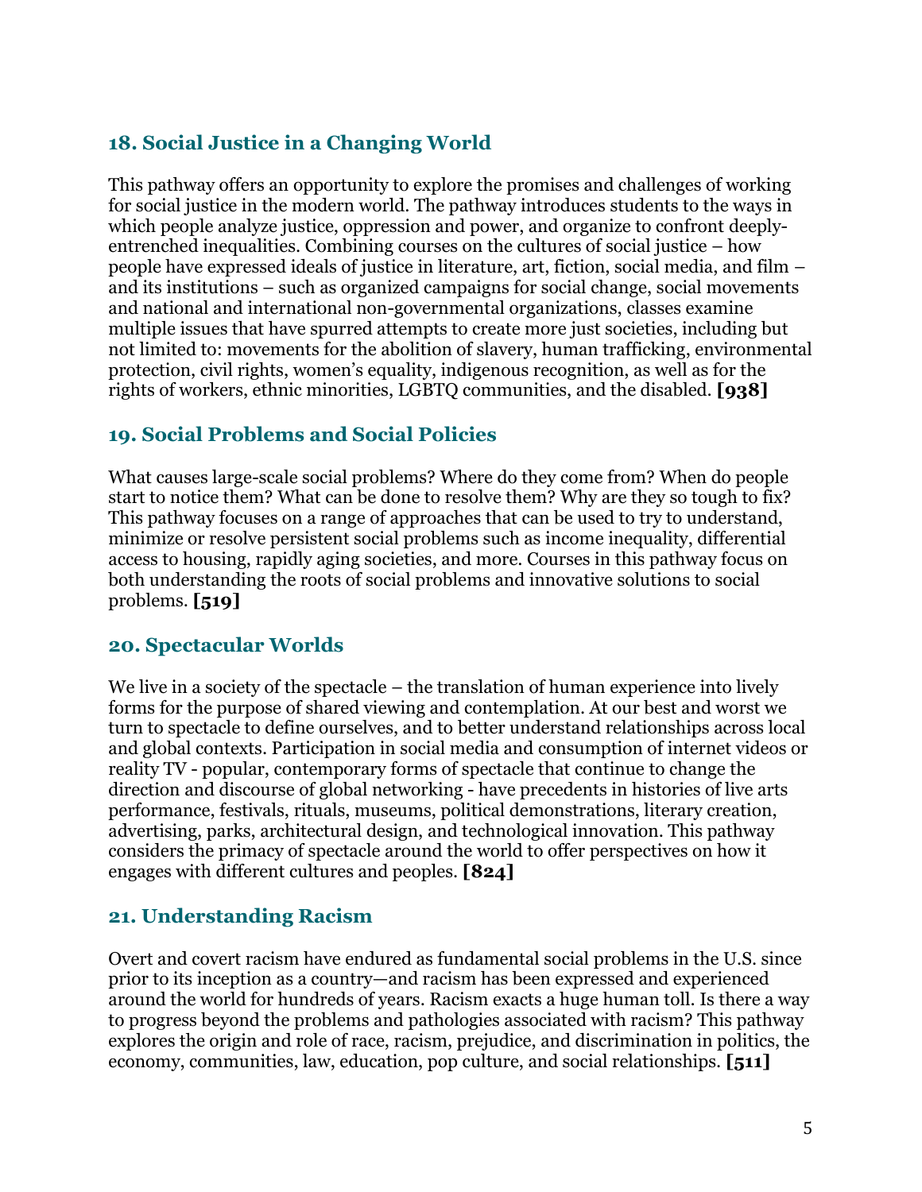## 18. Social Justice in a Changing World

This pathway offers an opportunity to explore the promises and challenges of working for social justice in the modern world. The pathway introduces students to the ways in which people analyze justice, oppression and power, and organize to confront deeply-entrenched inequalities. Combining courses on the cultures of social justice – how people have expressed ideals of justice in literature, art, fiction, social media, and film – and its institutions – such as organized campaigns for social change, social movements and national and international non-governmental organizations, classes examine multiple issues that have spurred attempts to create more just societies, including but not limited to: movements for the abolition of slavery, human trafficking, environmental protection, civil rights, women's equality, indigenous recognition, as well as for the rights of workers, ethnic minorities, LGBTQ communities, and the disabled. **[938]**

## 19. Social Problems and Social Policies

What causes large-scale social problems? Where do they come from? When do people start to notice them? What can be done to resolve them? Why are they so tough to fix? This pathway focuses on a range of approaches that can be used to try to understand, minimize or resolve persistent social problems such as income inequality, differential access to housing, rapidly aging societies, and more. Courses in this pathway focus on both understanding the roots of social problems and innovative solutions to social problems. **[519]**

## 20. Spectacular Worlds

We live in a society of the spectacle – the translation of human experience into lively forms for the purpose of shared viewing and contemplation. At our best and worst we turn to spectacle to define ourselves, and to better understand relationships across local and global contexts. Participation in social media and consumption of internet videos or reality TV - popular, contemporary forms of spectacle that continue to change the direction and discourse of global networking - have precedents in histories of live arts performance, festivals, rituals, museums, political demonstrations, literary creation, advertising, parks, architectural design, and technological innovation. This pathway considers the primacy of spectacle around the world to offer perspectives on how it engages with different cultures and peoples. **[824]**

## 21. Understanding Racism

Overt and covert racism have endured as fundamental social problems in the U.S. since prior to its inception as a country—and racism has been expressed and experienced around the world for hundreds of years. Racism exacts a huge human toll. Is there a way to progress beyond the problems and pathologies associated with racism? This pathway explores the origin and role of race, racism, prejudice, and discrimination in politics, the economy, communities, law, education, pop culture, and social relationships. **[511]**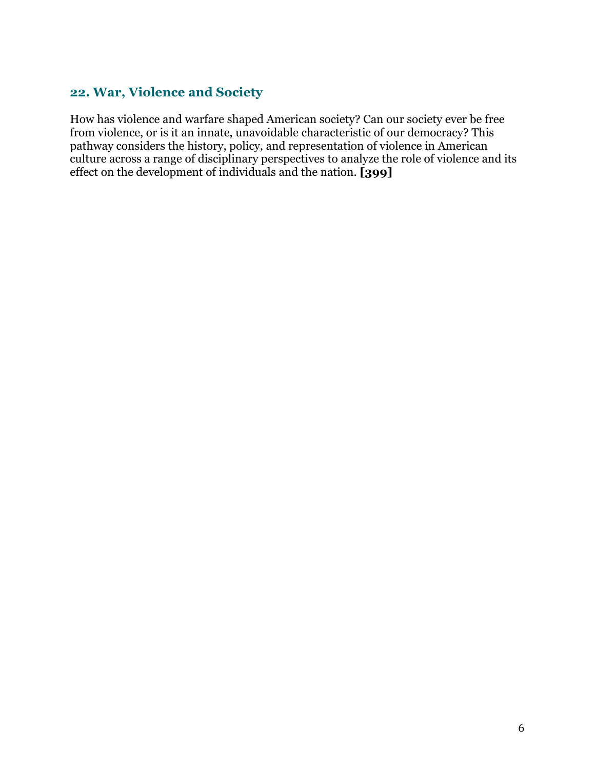## 22. War, Violence and Society

How has violence and warfare shaped American society? Can our society ever be free from violence, or is it an innate, unavoidable characteristic of our democracy? This pathway considers the history, policy, and representation of violence in American culture across a range of disciplinary perspectives to analyze the role of violence and its effect on the development of individuals and the nation. **[399]**